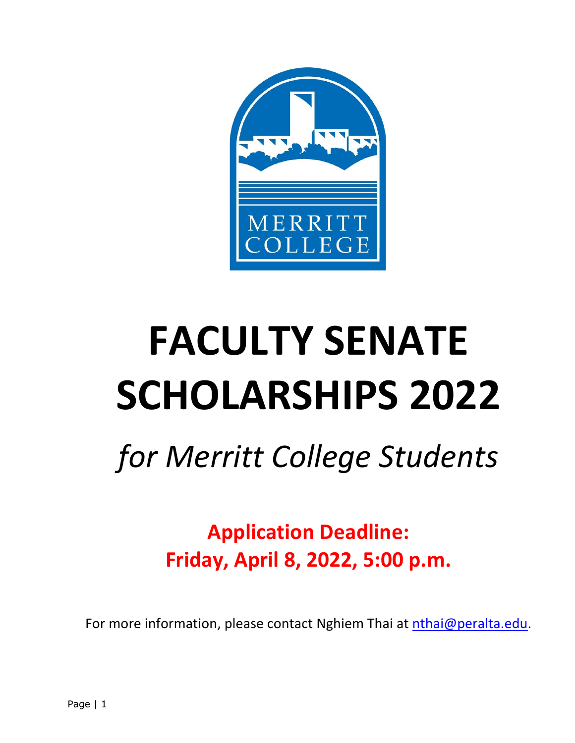# FACULTY SENATE SCHOLARSHIPS 2022

## *for Merritt College Students*

**Application Deadline:
Friday, April 8, 2022, 5:00 p.m.**

For more information, please contact Nghiem Thai at nthai@peralta.edu.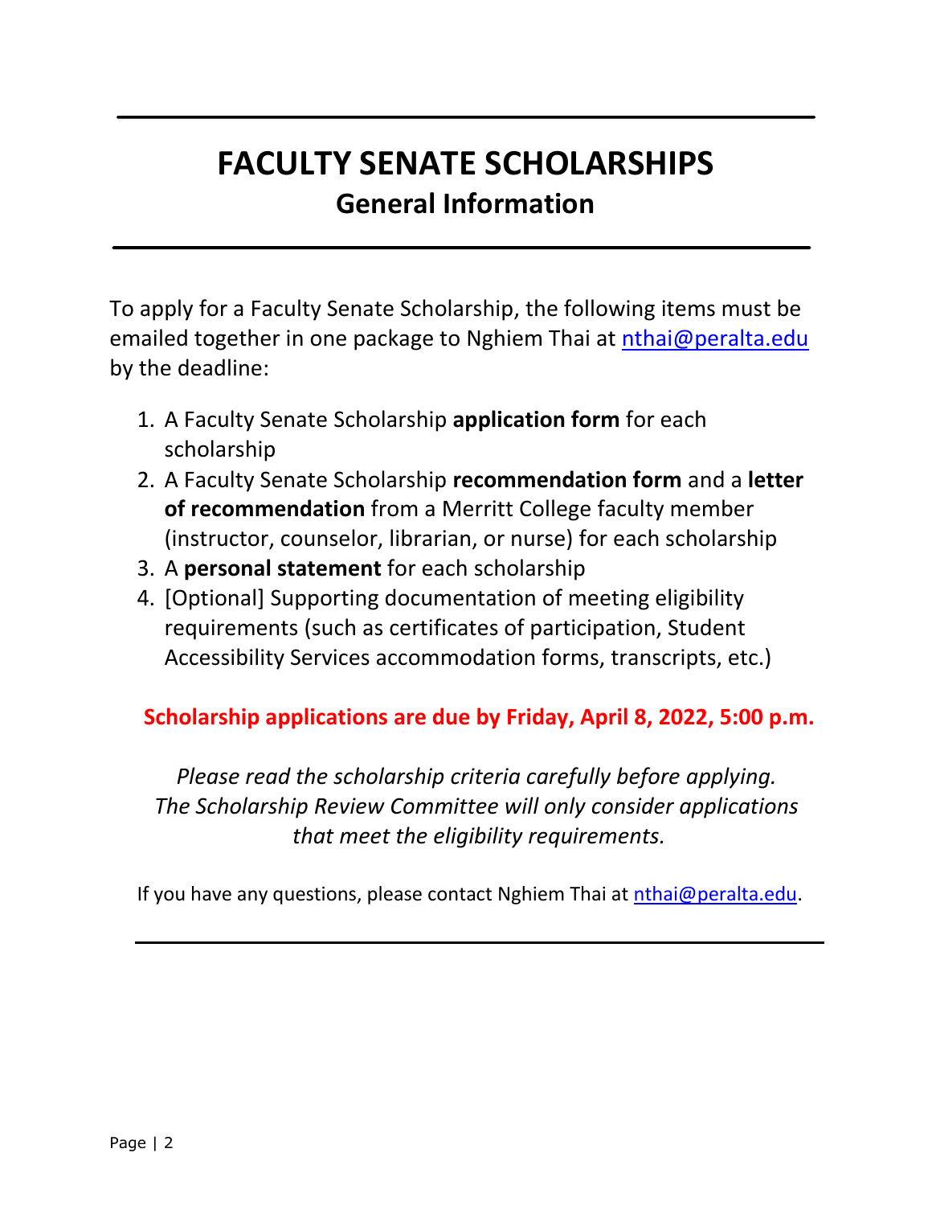# FACULTY SENATE SCHOLARSHIPS

## General Information

To apply for a Faculty Senate Scholarship, the following items must be emailed together in one package to Nghiem Thai at nthai@peralta.edu by the deadline:

1. A Faculty Senate Scholarship **application form** for each scholarship
2. A Faculty Senate Scholarship **recommendation form** and a **letter of recommendation** from a Merritt College faculty member (instructor, counselor, librarian, or nurse) for each scholarship
3. A **personal statement** for each scholarship
4. [Optional] Supporting documentation of meeting eligibility requirements (such as certificates of participation, Student Accessibility Services accommodation forms, transcripts, etc.)

**Scholarship applications are due by Friday, April 8, 2022, 5:00 p.m.**

*Please read the scholarship criteria carefully before applying. The Scholarship Review Committee will only consider applications that meet the eligibility requirements.*

If you have any questions, please contact Nghiem Thai at nthai@peralta.edu.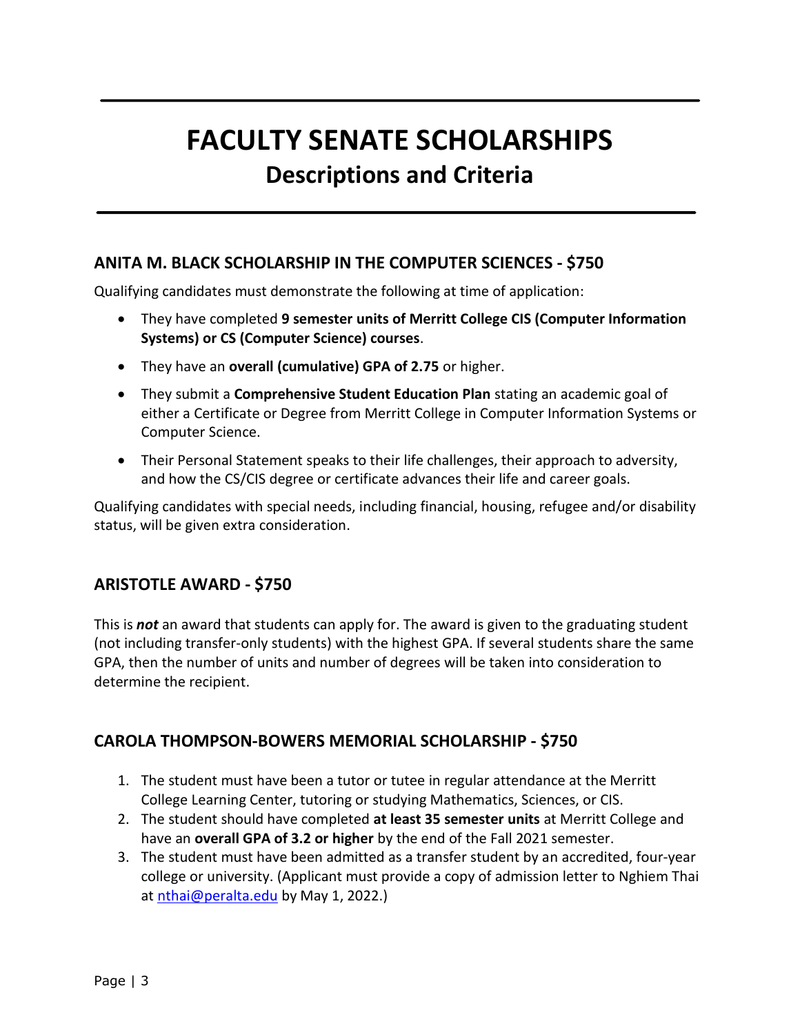# FACULTY SENATE SCHOLARSHIPS

## Descriptions and Criteria

### ANITA M. BLACK SCHOLARSHIP IN THE COMPUTER SCIENCES - $750

Qualifying candidates must demonstrate the following at time of application:

- They have completed **9 semester units of Merritt College CIS (Computer Information Systems) or CS (Computer Science) courses**.
- They have an **overall (cumulative) GPA of 2.75** or higher.
- They submit a **Comprehensive Student Education Plan** stating an academic goal of either a Certificate or Degree from Merritt College in Computer Information Systems or Computer Science.
- Their Personal Statement speaks to their life challenges, their approach to adversity, and how the CS/CIS degree or certificate advances their life and career goals.

Qualifying candidates with special needs, including financial, housing, refugee and/or disability status, will be given extra consideration.

### ARISTOTLE AWARD - $750

This is ***not*** an award that students can apply for. The award is given to the graduating student (not including transfer-only students) with the highest GPA. If several students share the same GPA, then the number of units and number of degrees will be taken into consideration to determine the recipient.

### CAROLA THOMPSON-BOWERS MEMORIAL SCHOLARSHIP - $750

1. The student must have been a tutor or tutee in regular attendance at the Merritt College Learning Center, tutoring or studying Mathematics, Sciences, or CIS.
2. The student should have completed **at least 35 semester units** at Merritt College and have an **overall GPA of 3.2 or higher** by the end of the Fall 2021 semester.
3. The student must have been admitted as a transfer student by an accredited, four-year college or university. (Applicant must provide a copy of admission letter to Nghiem Thai at nthai@peralta.edu by May 1, 2022.)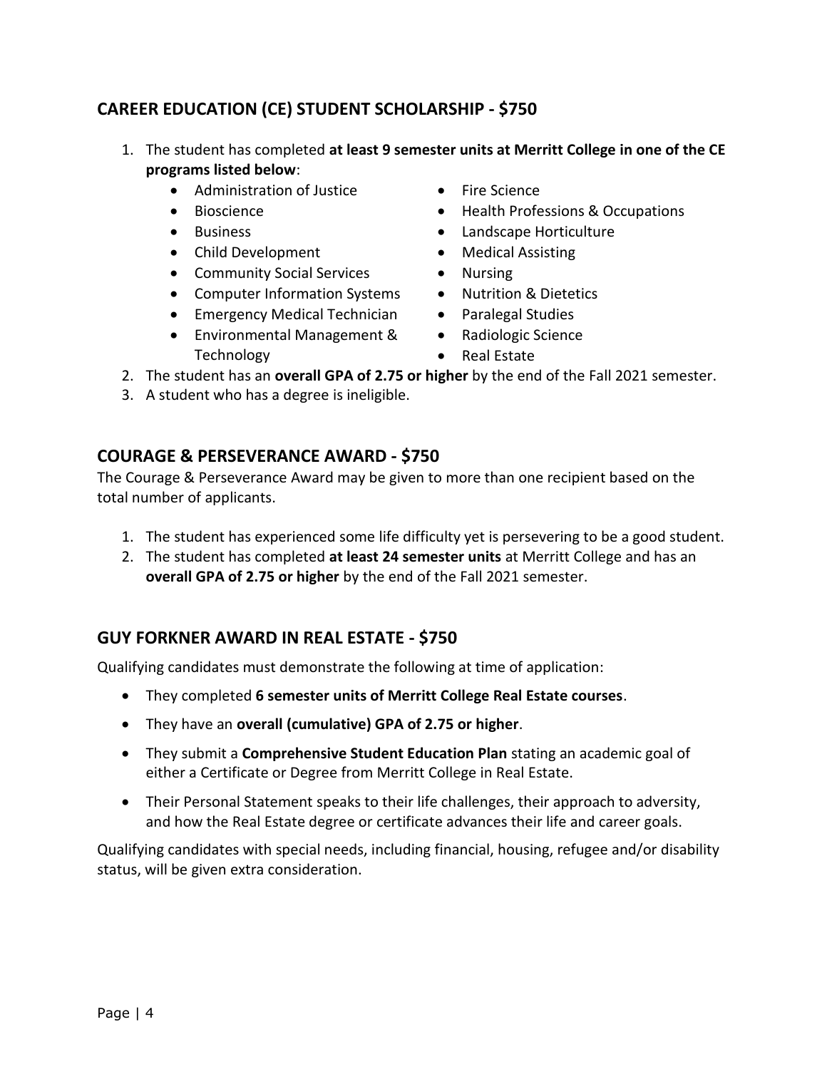## CAREER EDUCATION (CE) STUDENT SCHOLARSHIP - $750

1. The student has completed **at least 9 semester units at Merritt College in one of the CE programs listed below**:
   - Administration of Justice
   - Bioscience
   - Business
   - Child Development
   - Community Social Services
   - Computer Information Systems
   - Emergency Medical Technician
   - Environmental Management & Technology
   - Fire Science
   - Health Professions & Occupations
   - Landscape Horticulture
   - Medical Assisting
   - Nursing
   - Nutrition & Dietetics
   - Paralegal Studies
   - Radiologic Science
   - Real Estate
2. The student has an **overall GPA of 2.75 or higher** by the end of the Fall 2021 semester.
3. A student who has a degree is ineligible.

## COURAGE & PERSEVERANCE AWARD - $750

The Courage & Perseverance Award may be given to more than one recipient based on the total number of applicants.

1. The student has experienced some life difficulty yet is persevering to be a good student.
2. The student has completed **at least 24 semester units** at Merritt College and has an **overall GPA of 2.75 or higher** by the end of the Fall 2021 semester.

## GUY FORKNER AWARD IN REAL ESTATE - $750

Qualifying candidates must demonstrate the following at time of application:

- They completed **6 semester units of Merritt College Real Estate courses**.
- They have an **overall (cumulative) GPA of 2.75 or higher**.
- They submit a **Comprehensive Student Education Plan** stating an academic goal of either a Certificate or Degree from Merritt College in Real Estate.
- Their Personal Statement speaks to their life challenges, their approach to adversity, and how the Real Estate degree or certificate advances their life and career goals.

Qualifying candidates with special needs, including financial, housing, refugee and/or disability status, will be given extra consideration.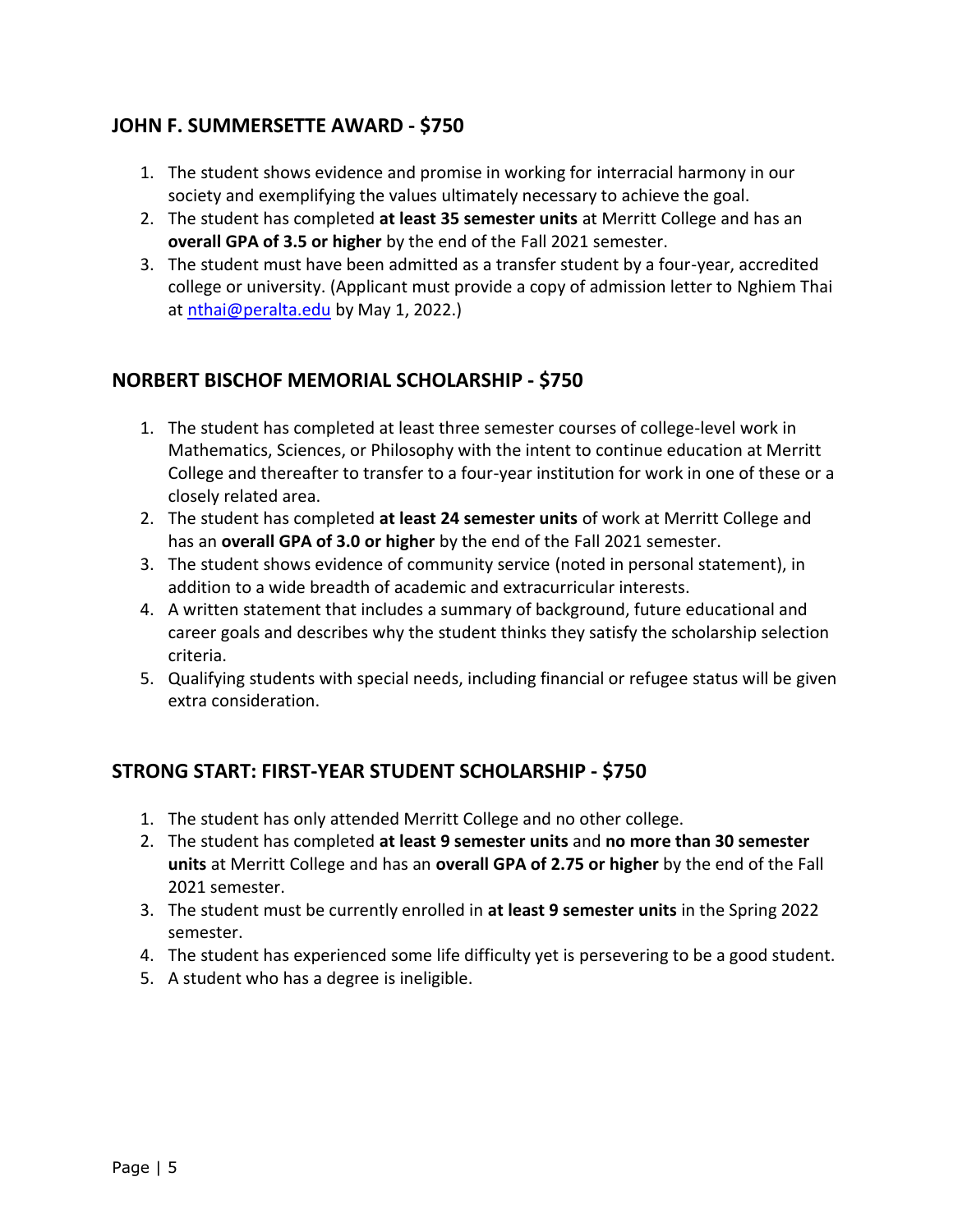## JOHN F. SUMMERSETTE AWARD - $750

1. The student shows evidence and promise in working for interracial harmony in our society and exemplifying the values ultimately necessary to achieve the goal.
2. The student has completed **at least 35 semester units** at Merritt College and has an **overall GPA of 3.5 or higher** by the end of the Fall 2021 semester.
3. The student must have been admitted as a transfer student by a four-year, accredited college or university. (Applicant must provide a copy of admission letter to Nghiem Thai at [nthai@peralta.edu](mailto:nthai@peralta.edu) by May 1, 2022.)

## NORBERT BISCHOF MEMORIAL SCHOLARSHIP - $750

1. The student has completed at least three semester courses of college-level work in Mathematics, Sciences, or Philosophy with the intent to continue education at Merritt College and thereafter to transfer to a four-year institution for work in one of these or a closely related area.
2. The student has completed **at least 24 semester units** of work at Merritt College and has an **overall GPA of 3.0 or higher** by the end of the Fall 2021 semester.
3. The student shows evidence of community service (noted in personal statement), in addition to a wide breadth of academic and extracurricular interests.
4. A written statement that includes a summary of background, future educational and career goals and describes why the student thinks they satisfy the scholarship selection criteria.
5. Qualifying students with special needs, including financial or refugee status will be given extra consideration.

## STRONG START: FIRST-YEAR STUDENT SCHOLARSHIP - $750

1. The student has only attended Merritt College and no other college.
2. The student has completed **at least 9 semester units** and **no more than 30 semester units** at Merritt College and has an **overall GPA of 2.75 or higher** by the end of the Fall 2021 semester.
3. The student must be currently enrolled in **at least 9 semester units** in the Spring 2022 semester.
4. The student has experienced some life difficulty yet is persevering to be a good student.
5. A student who has a degree is ineligible.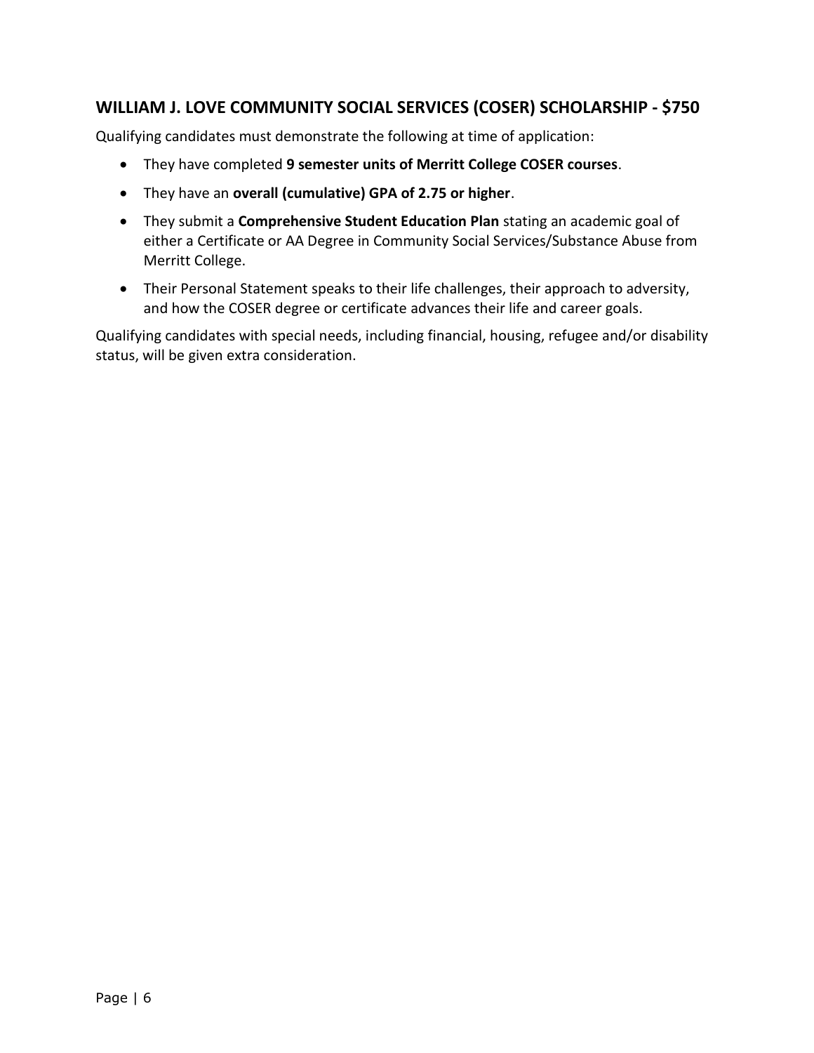## WILLIAM J. LOVE COMMUNITY SOCIAL SERVICES (COSER) SCHOLARSHIP - $750

Qualifying candidates must demonstrate the following at time of application:

- They have completed **9 semester units of Merritt College COSER courses**.
- They have an **overall (cumulative) GPA of 2.75 or higher**.
- They submit a **Comprehensive Student Education Plan** stating an academic goal of either a Certificate or AA Degree in Community Social Services/Substance Abuse from Merritt College.
- Their Personal Statement speaks to their life challenges, their approach to adversity, and how the COSER degree or certificate advances their life and career goals.

Qualifying candidates with special needs, including financial, housing, refugee and/or disability status, will be given extra consideration.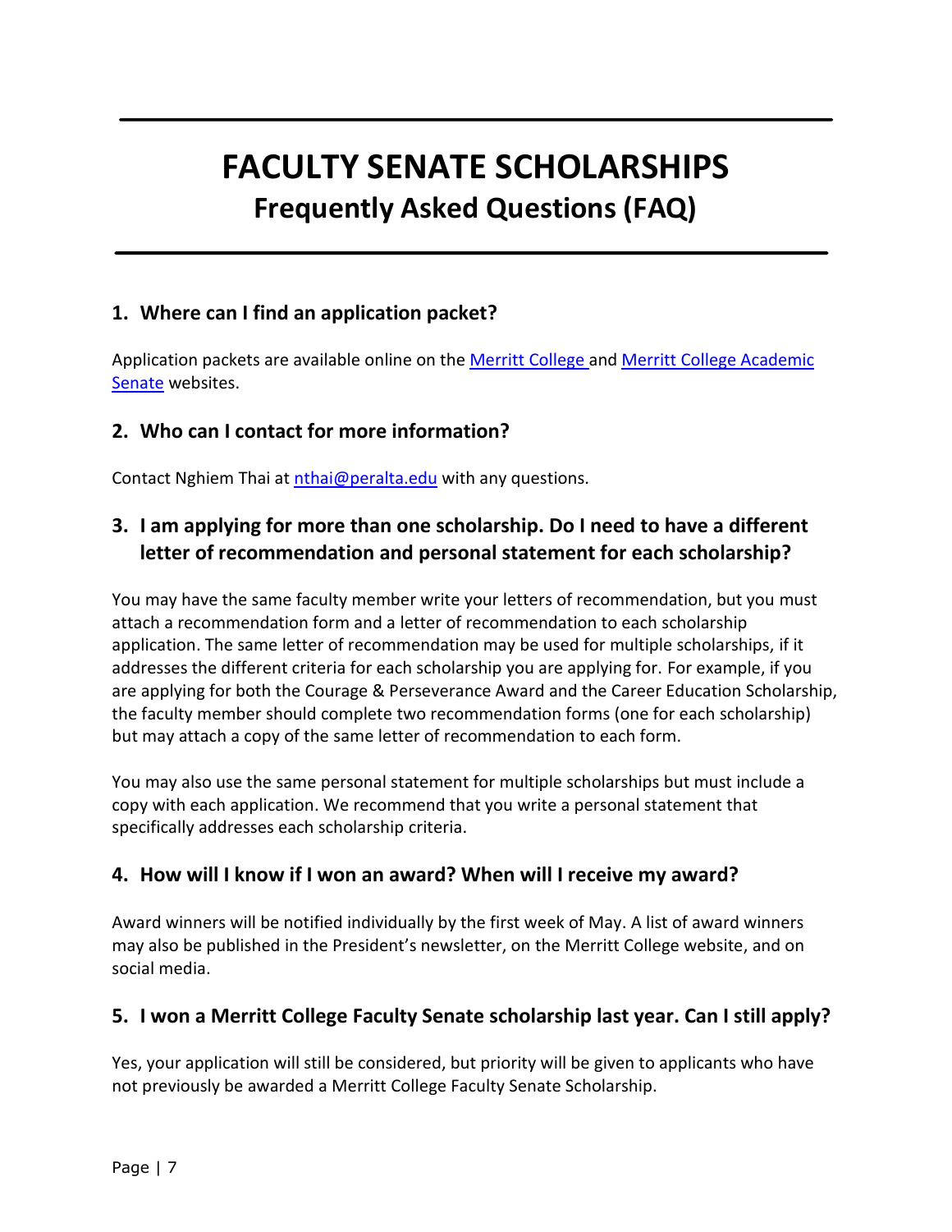# FACULTY SENATE SCHOLARSHIPS
## Frequently Asked Questions (FAQ)

### 1. Where can I find an application packet?

Application packets are available online on the Merritt College and Merritt College Academic Senate websites.

### 2. Who can I contact for more information?

Contact Nghiem Thai at nthai@peralta.edu with any questions.

### 3. I am applying for more than one scholarship. Do I need to have a different letter of recommendation and personal statement for each scholarship?

You may have the same faculty member write your letters of recommendation, but you must attach a recommendation form and a letter of recommendation to each scholarship application. The same letter of recommendation may be used for multiple scholarships, if it addresses the different criteria for each scholarship you are applying for. For example, if you are applying for both the Courage & Perseverance Award and the Career Education Scholarship, the faculty member should complete two recommendation forms (one for each scholarship) but may attach a copy of the same letter of recommendation to each form.

You may also use the same personal statement for multiple scholarships but must include a copy with each application. We recommend that you write a personal statement that specifically addresses each scholarship criteria.

### 4. How will I know if I won an award? When will I receive my award?

Award winners will be notified individually by the first week of May. A list of award winners may also be published in the President's newsletter, on the Merritt College website, and on social media.

### 5. I won a Merritt College Faculty Senate scholarship last year. Can I still apply?

Yes, your application will still be considered, but priority will be given to applicants who have not previously be awarded a Merritt College Faculty Senate Scholarship.